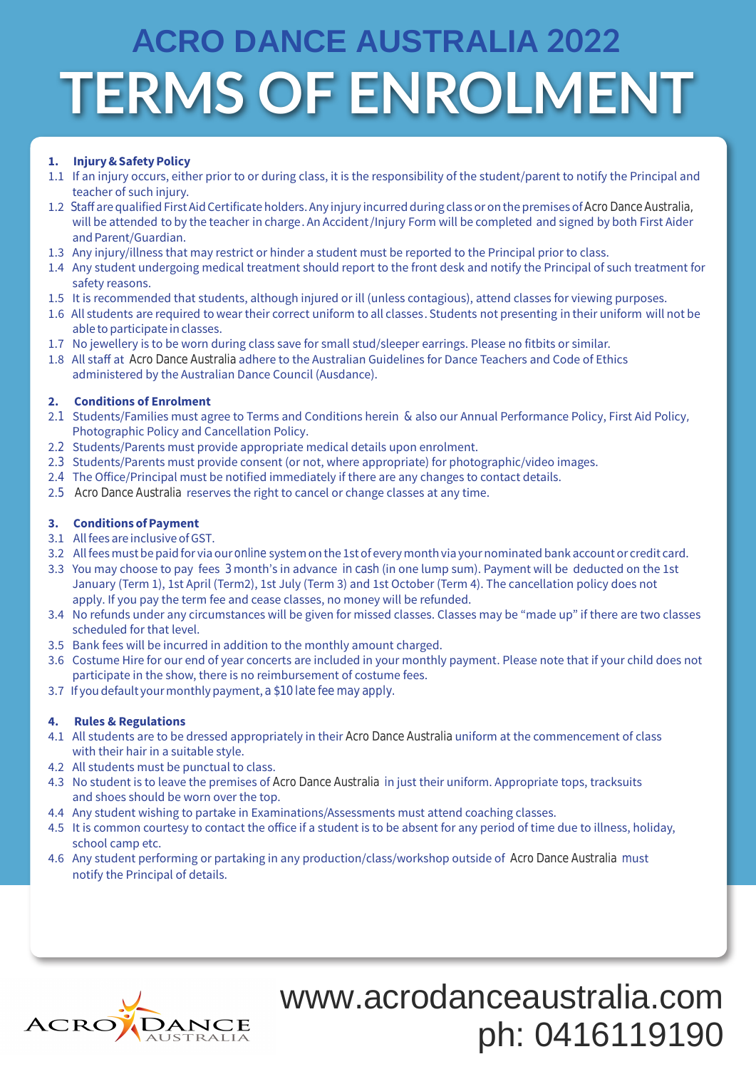# ACRO DANCE AUSTRALIA 2022

# TERMS OF ENROLMENT

**1. Injury & Safety Policy**

1.1 If an injury occurs, either prior to or during class, it is the responsibility of the student/parent to notify the Principal and teacher of such injury.

1.2 Staff are qualified First Aid Certificate holders. Any injury incurred during class or on the premises of Acro Dance Australia, will be attended to by the teacher in charge. An Accident/Injury Form will be completed and signed by both First Aider and Parent/Guardian.

1.3 Any injury/illness that may restrict or hinder a student must be reported to the Principal prior to class.

1.4 Any student undergoing medical treatment should report to the front desk and notify the Principal of such treatment for safety reasons.

1.5 It is recommended that students, although injured or ill (unless contagious), attend classes for viewing purposes.

1.6 All students are required to wear their correct uniform to all classes. Students not presenting in their uniform will not be able to participate in classes.

1.7 No jewellery is to be worn during class save for small stud/sleeper earrings. Please no fitbits or similar.

1.8 All staff at Acro Dance Australia adhere to the Australian Guidelines for Dance Teachers and Code of Ethics administered by the Australian Dance Council (Ausdance).

**2. Conditions of Enrolment**

2.1 Students/Families must agree to Terms and Conditions herein & also our Annual Performance Policy, First Aid Policy, Photographic Policy and Cancellation Policy.

2.2 Students/Parents must provide appropriate medical details upon enrolment.

2.3 Students/Parents must provide consent (or not, where appropriate) for photographic/video images.

2.4 The Office/Principal must be notified immediately if there are any changes to contact details.

2.5 Acro Dance Australia reserves the right to cancel or change classes at any time.

**3. Conditions of Payment**

3.1 All fees are inclusive of GST.

3.2 All fees must be paid for via our online system on the 1st of every month via your nominated bank account or credit card.

3.3 You may choose to pay fees 3 month's in advance in cash (in one lump sum). Payment will be deducted on the 1st January (Term 1), 1st April (Term2), 1st July (Term 3) and 1st October (Term 4). The cancellation policy does not apply. If you pay the term fee and cease classes, no money will be refunded.

3.4 No refunds under any circumstances will be given for missed classes. Classes may be "made up" if there are two classes scheduled for that level.

3.5 Bank fees will be incurred in addition to the monthly amount charged.

3.6 Costume Hire for our end of year concerts are included in your monthly payment. Please note that if your child does not participate in the show, there is no reimbursement of costume fees.

3.7 If you default your monthly payment, a $10 late fee may apply.

**4. Rules & Regulations**

4.1 All students are to be dressed appropriately in their Acro Dance Australia uniform at the commencement of class with their hair in a suitable style.

4.2 All students must be punctual to class.

4.3 No student is to leave the premises of Acro Dance Australia in just their uniform. Appropriate tops, tracksuits and shoes should be worn over the top.

4.4 Any student wishing to partake in Examinations/Assessments must attend coaching classes.

4.5 It is common courtesy to contact the office if a student is to be absent for any period of time due to illness, holiday, school camp etc.

4.6 Any student performing or partaking in any production/class/workshop outside of Acro Dance Australia must notify the Principal of details.

ACRO DANCE AUSTRALIA

www.acrodanceaustralia.com
ph: 0416119190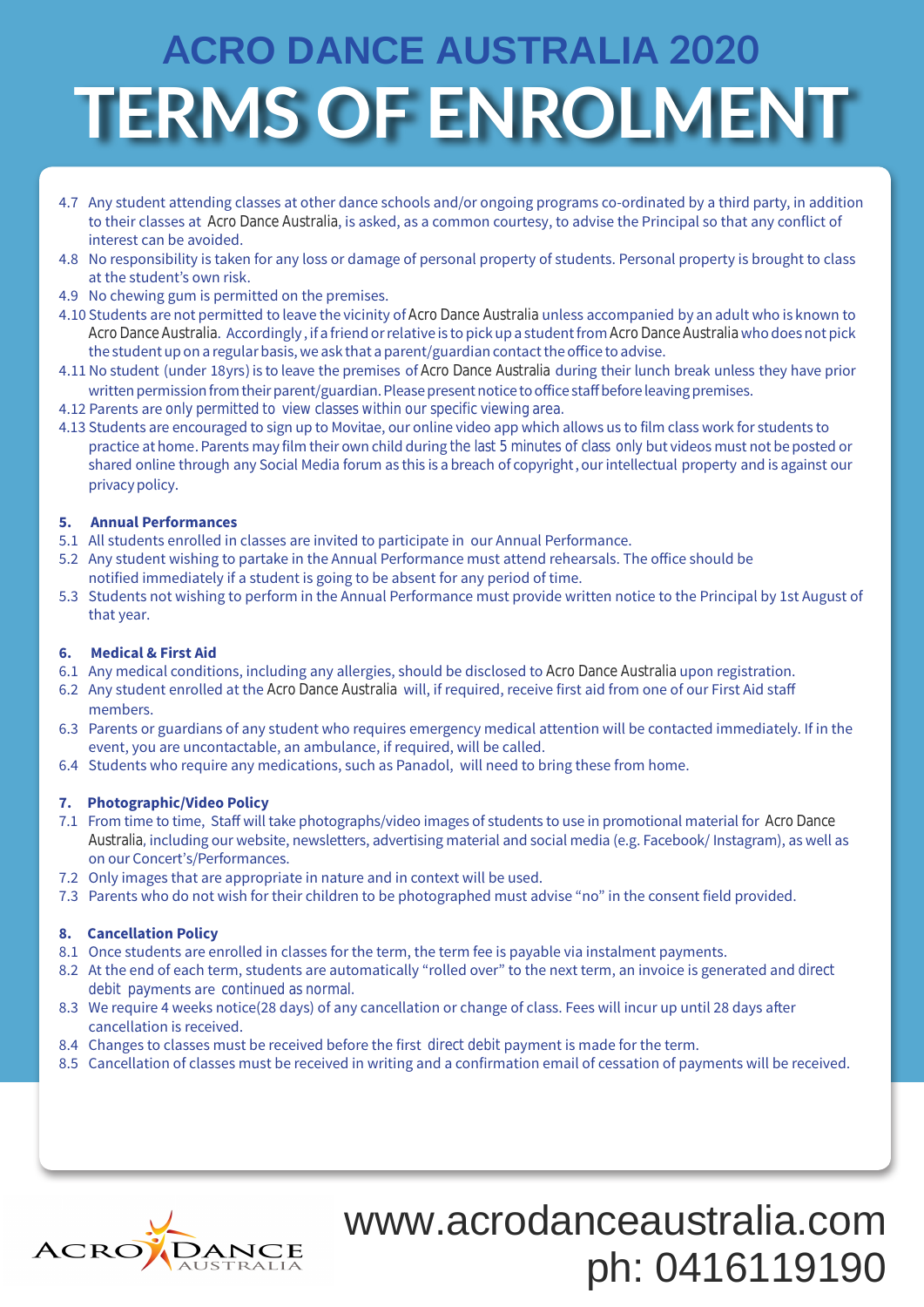# ACRO DANCE AUSTRALIA 2020
# TERMS OF ENROLMENT

4.7 Any student attending classes at other dance schools and/or ongoing programs co-ordinated by a third party, in addition to their classes at Acro Dance Australia, is asked, as a common courtesy, to advise the Principal so that any conflict of interest can be avoided.
4.8 No responsibility is taken for any loss or damage of personal property of students. Personal property is brought to class at the student's own risk.
4.9 No chewing gum is permitted on the premises.
4.10 Students are not permitted to leave the vicinity of Acro Dance Australia unless accompanied by an adult who is known to Acro Dance Australia. Accordingly, if a friend or relative is to pick up a student from Acro Dance Australia who does not pick the student up on a regular basis, we ask that a parent/guardian contact the office to advise.
4.11 No student (under 18yrs) is to leave the premises of Acro Dance Australia during their lunch break unless they have prior written permission from their parent/guardian. Please present notice to office staff before leaving premises.
4.12 Parents are only permitted to view classes within our specific viewing area.
4.13 Students are encouraged to sign up to Movitae, our online video app which allows us to film class work for students to practice at home. Parents may film their own child during the last 5 minutes of class only but videos must not be posted or shared online through any Social Media forum as this is a breach of copyright, our intellectual property and is against our privacy policy.

**5. Annual Performances**

5.1 All students enrolled in classes are invited to participate in our Annual Performance.
5.2 Any student wishing to partake in the Annual Performance must attend rehearsals. The office should be notified immediately if a student is going to be absent for any period of time.
5.3 Students not wishing to perform in the Annual Performance must provide written notice to the Principal by 1st August of that year.

**6. Medical & First Aid**

6.1 Any medical conditions, including any allergies, should be disclosed to Acro Dance Australia upon registration.
6.2 Any student enrolled at the Acro Dance Australia will, if required, receive first aid from one of our First Aid staff members.
6.3 Parents or guardians of any student who requires emergency medical attention will be contacted immediately. If in the event, you are uncontactable, an ambulance, if required, will be called.
6.4 Students who require any medications, such as Panadol, will need to bring these from home.

**7. Photographic/Video Policy**

7.1 From time to time, Staff will take photographs/video images of students to use in promotional material for Acro Dance Australia, including our website, newsletters, advertising material and social media (e.g. Facebook/ Instagram), as well as on our Concert's/Performances.
7.2 Only images that are appropriate in nature and in context will be used.
7.3 Parents who do not wish for their children to be photographed must advise "no" in the consent field provided.

**8. Cancellation Policy**

8.1 Once students are enrolled in classes for the term, the term fee is payable via instalment payments.
8.2 At the end of each term, students are automatically "rolled over" to the next term, an invoice is generated and direct debit payments are continued as normal.
8.3 We require 4 weeks notice(28 days) of any cancellation or change of class. Fees will incur up until 28 days after cancellation is received.
8.4 Changes to classes must be received before the first direct debit payment is made for the term.
8.5 Cancellation of classes must be received in writing and a confirmation email of cessation of payments will be received.

ACRO DANCE AUSTRALIA

www.acrodanceaustralia.com
ph: 0416119190